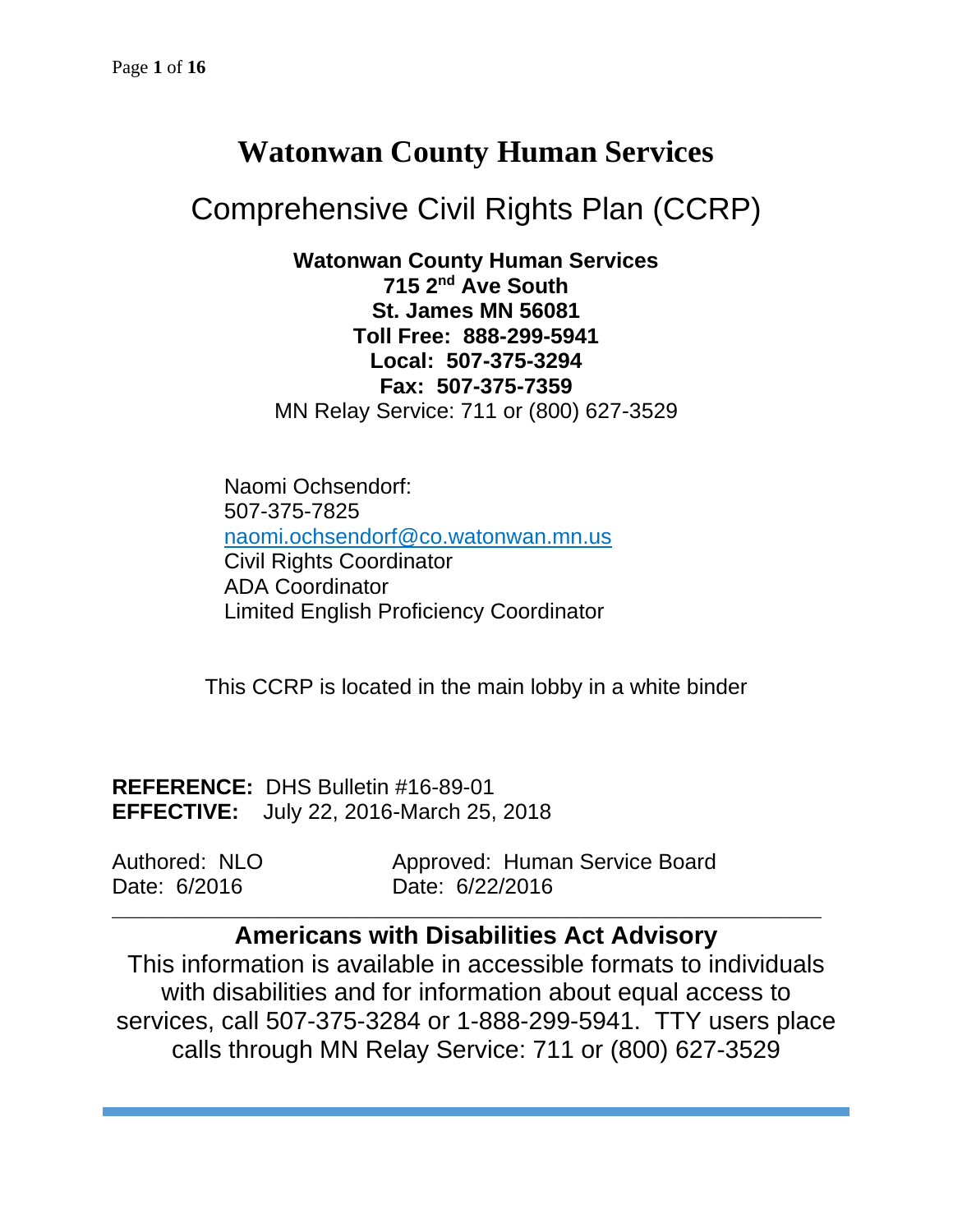# Watonwan County Human Services

## Comprehensive Civil Rights Plan (CCRP)

**Watonwan County Human Services**
**715 2nd Ave South**
**St. James MN 56081**
**Toll Free: 888-299-5941**
**Local: 507-375-3294**
**Fax: 507-375-7359**
MN Relay Service: 711 or (800) 627-3529

Naomi Ochsendorf:
507-375-7825
naomi.ochsendorf@co.watonwan.mn.us
Civil Rights Coordinator
ADA Coordinator
Limited English Proficiency Coordinator

This CCRP is located in the main lobby in a white binder

**REFERENCE:** DHS Bulletin #16-89-01
**EFFECTIVE:** July 22, 2016-March 25, 2018

Authored: NLO
Date: 6/2016

Approved: Human Service Board
Date: 6/22/2016

---

**Americans with Disabilities Act Advisory**

This information is available in accessible formats to individuals with disabilities and for information about equal access to services, call 507-375-3284 or 1-888-299-5941. TTY users place calls through MN Relay Service: 711 or (800) 627-3529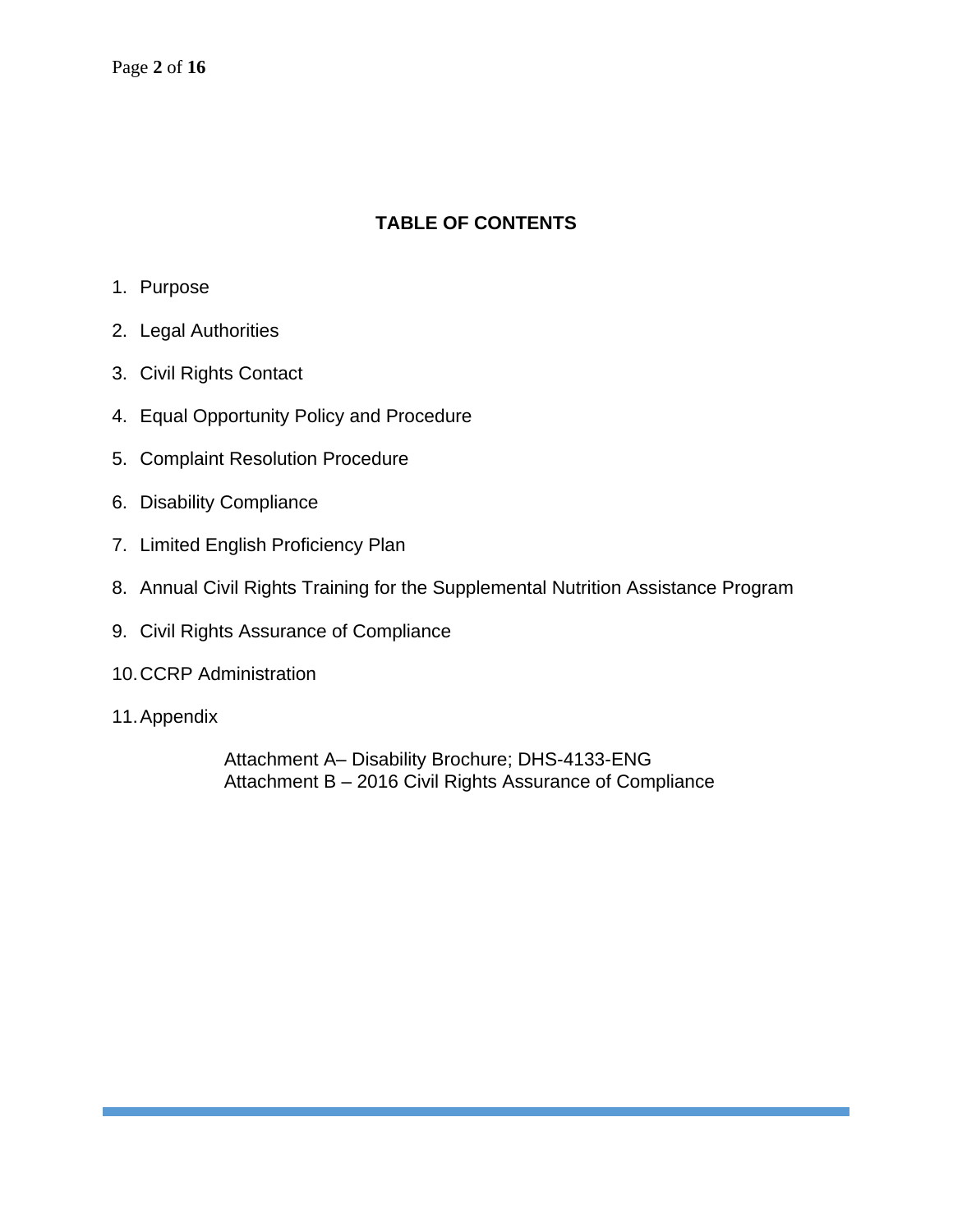# TABLE OF CONTENTS

1. Purpose
2. Legal Authorities
3. Civil Rights Contact
4. Equal Opportunity Policy and Procedure
5. Complaint Resolution Procedure
6. Disability Compliance
7. Limited English Proficiency Plan
8. Annual Civil Rights Training for the Supplemental Nutrition Assistance Program
9. Civil Rights Assurance of Compliance
10. CCRP Administration
11. Appendix

    Attachment A– Disability Brochure; DHS-4133-ENG
    Attachment B – 2016 Civil Rights Assurance of Compliance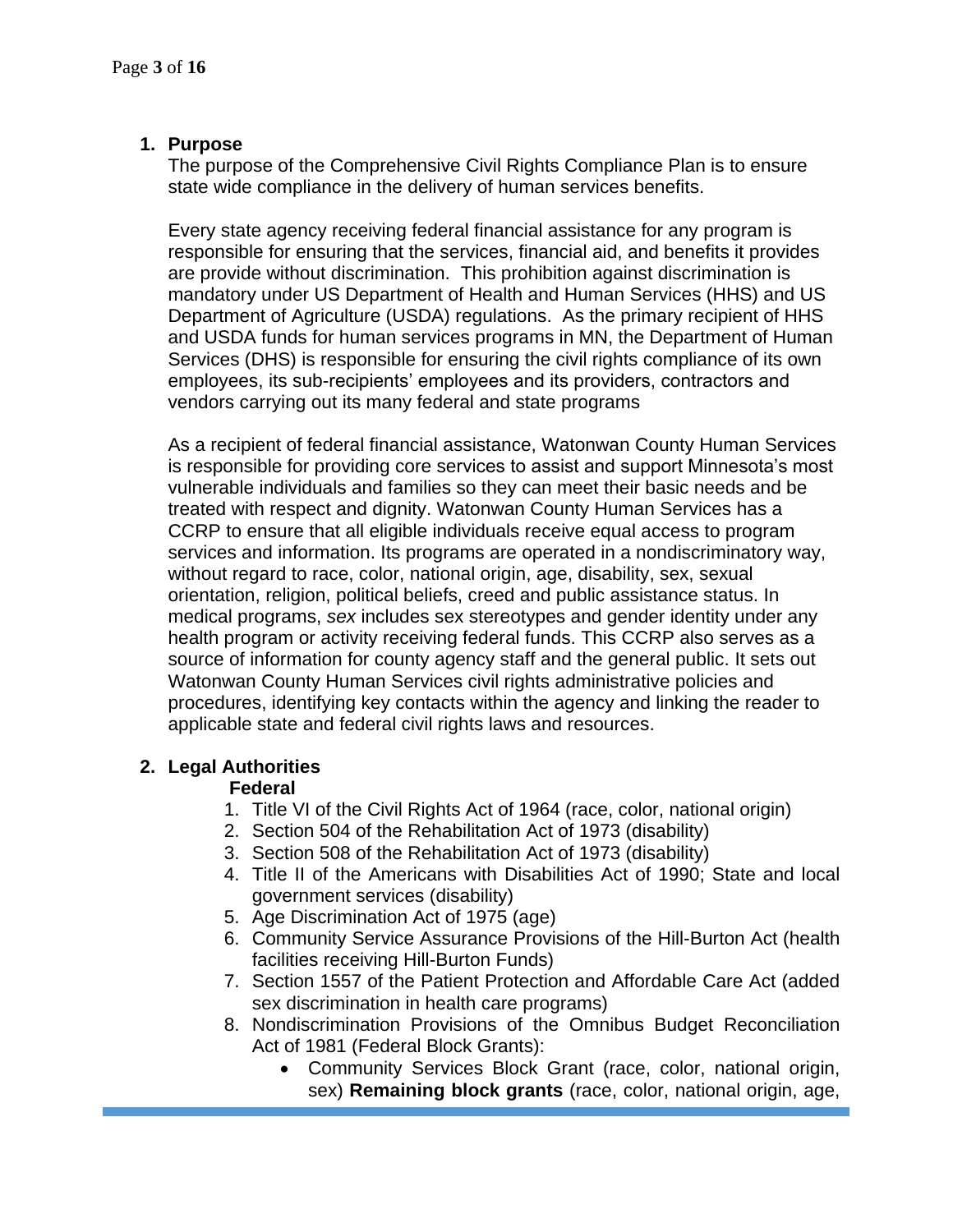## 1. Purpose

The purpose of the Comprehensive Civil Rights Compliance Plan is to ensure state wide compliance in the delivery of human services benefits.

Every state agency receiving federal financial assistance for any program is responsible for ensuring that the services, financial aid, and benefits it provides are provide without discrimination. This prohibition against discrimination is mandatory under US Department of Health and Human Services (HHS) and US Department of Agriculture (USDA) regulations. As the primary recipient of HHS and USDA funds for human services programs in MN, the Department of Human Services (DHS) is responsible for ensuring the civil rights compliance of its own employees, its sub-recipients' employees and its providers, contractors and vendors carrying out its many federal and state programs

As a recipient of federal financial assistance, Watonwan County Human Services is responsible for providing core services to assist and support Minnesota's most vulnerable individuals and families so they can meet their basic needs and be treated with respect and dignity. Watonwan County Human Services has a CCRP to ensure that all eligible individuals receive equal access to program services and information. Its programs are operated in a nondiscriminatory way, without regard to race, color, national origin, age, disability, sex, sexual orientation, religion, political beliefs, creed and public assistance status. In medical programs, *sex* includes sex stereotypes and gender identity under any health program or activity receiving federal funds. This CCRP also serves as a source of information for county agency staff and the general public. It sets out Watonwan County Human Services civil rights administrative policies and procedures, identifying key contacts within the agency and linking the reader to applicable state and federal civil rights laws and resources.

## 2. Legal Authorities

**Federal**

1. Title VI of the Civil Rights Act of 1964 (race, color, national origin)
2. Section 504 of the Rehabilitation Act of 1973 (disability)
3. Section 508 of the Rehabilitation Act of 1973 (disability)
4. Title II of the Americans with Disabilities Act of 1990; State and local government services (disability)
5. Age Discrimination Act of 1975 (age)
6. Community Service Assurance Provisions of the Hill-Burton Act (health facilities receiving Hill-Burton Funds)
7. Section 1557 of the Patient Protection and Affordable Care Act (added sex discrimination in health care programs)
8. Nondiscrimination Provisions of the Omnibus Budget Reconciliation Act of 1981 (Federal Block Grants):
   - Community Services Block Grant (race, color, national origin, sex) **Remaining block grants** (race, color, national origin, age,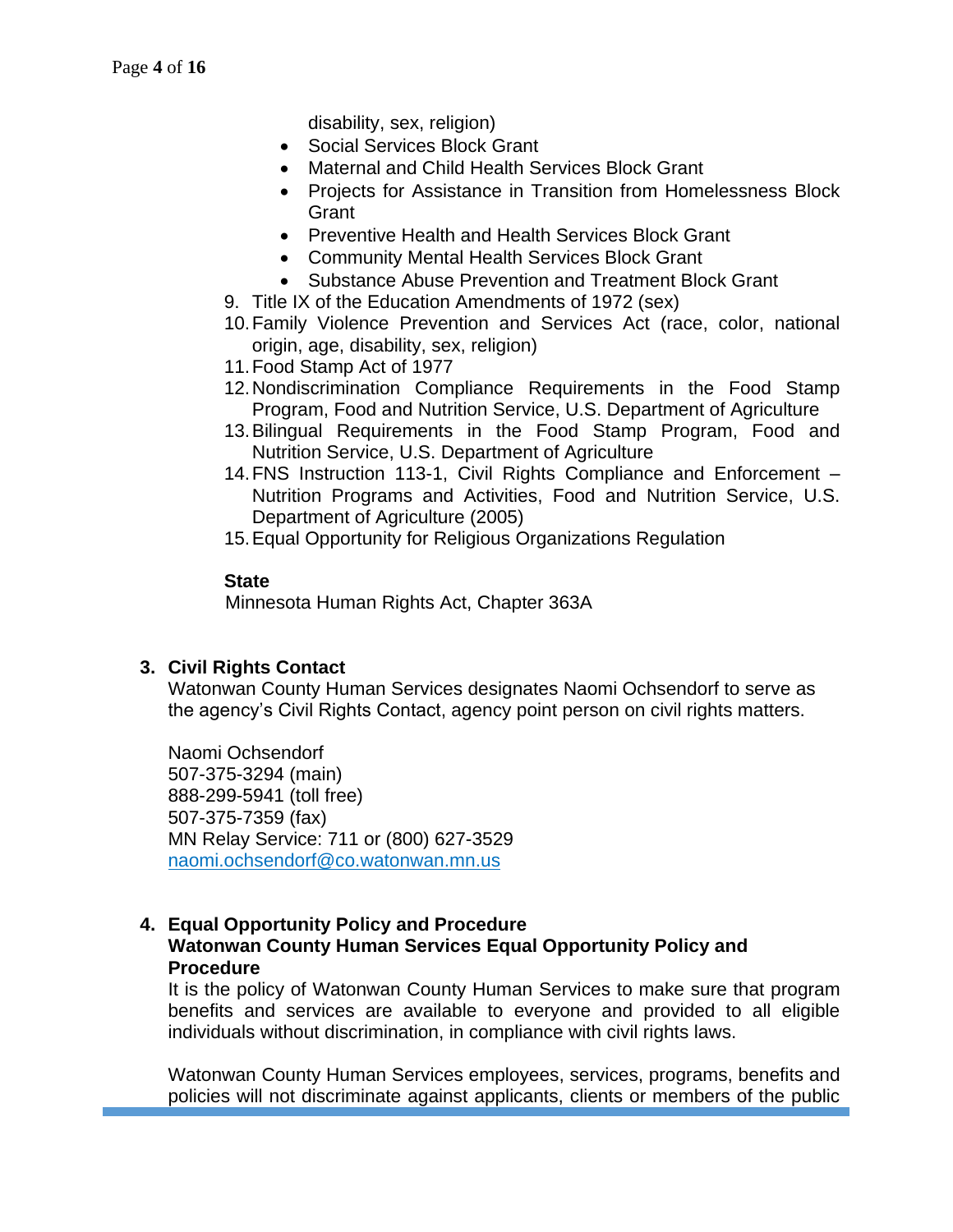disability, sex, religion)

- Social Services Block Grant
- Maternal and Child Health Services Block Grant
- Projects for Assistance in Transition from Homelessness Block Grant
- Preventive Health and Health Services Block Grant
- Community Mental Health Services Block Grant
- Substance Abuse Prevention and Treatment Block Grant

9. Title IX of the Education Amendments of 1972 (sex)
10. Family Violence Prevention and Services Act (race, color, national origin, age, disability, sex, religion)
11. Food Stamp Act of 1977
12. Nondiscrimination Compliance Requirements in the Food Stamp Program, Food and Nutrition Service, U.S. Department of Agriculture
13. Bilingual Requirements in the Food Stamp Program, Food and Nutrition Service, U.S. Department of Agriculture
14. FNS Instruction 113-1, Civil Rights Compliance and Enforcement – Nutrition Programs and Activities, Food and Nutrition Service, U.S. Department of Agriculture (2005)
15. Equal Opportunity for Religious Organizations Regulation

**State**

Minnesota Human Rights Act, Chapter 363A

## 3. Civil Rights Contact

Watonwan County Human Services designates Naomi Ochsendorf to serve as the agency's Civil Rights Contact, agency point person on civil rights matters.

Naomi Ochsendorf
507-375-3294 (main)
888-299-5941 (toll free)
507-375-7359 (fax)
MN Relay Service: 711 or (800) 627-3529
naomi.ochsendorf@co.watonwan.mn.us

## 4. Equal Opportunity Policy and Procedure

**Watonwan County Human Services Equal Opportunity Policy and Procedure**

It is the policy of Watonwan County Human Services to make sure that program benefits and services are available to everyone and provided to all eligible individuals without discrimination, in compliance with civil rights laws.

Watonwan County Human Services employees, services, programs, benefits and policies will not discriminate against applicants, clients or members of the public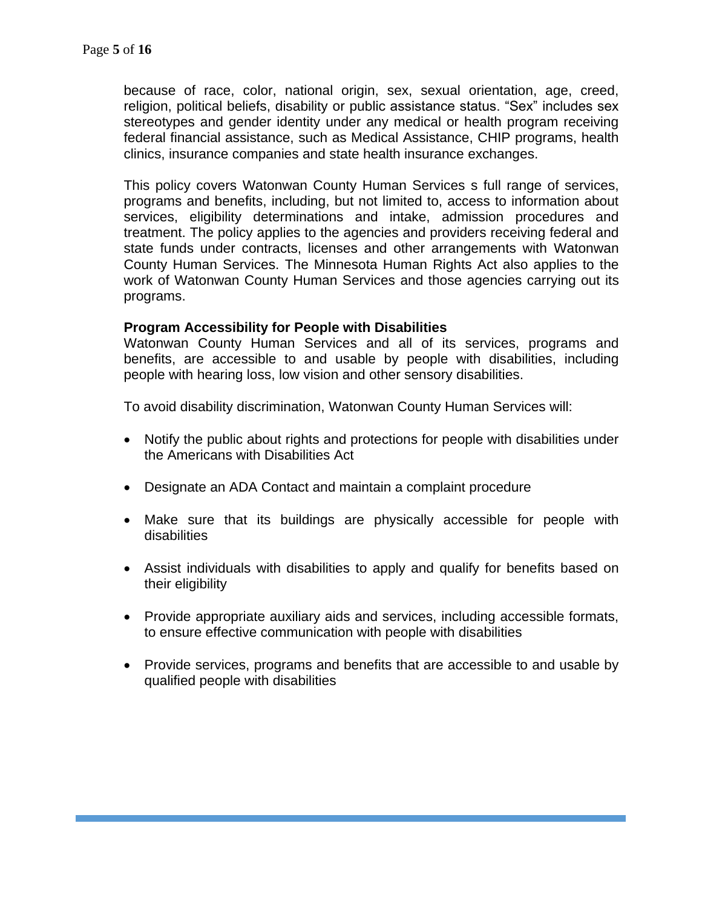because of race, color, national origin, sex, sexual orientation, age, creed, religion, political beliefs, disability or public assistance status. “Sex” includes sex stereotypes and gender identity under any medical or health program receiving federal financial assistance, such as Medical Assistance, CHIP programs, health clinics, insurance companies and state health insurance exchanges.

This policy covers Watonwan County Human Services s full range of services, programs and benefits, including, but not limited to, access to information about services, eligibility determinations and intake, admission procedures and treatment. The policy applies to the agencies and providers receiving federal and state funds under contracts, licenses and other arrangements with Watonwan County Human Services. The Minnesota Human Rights Act also applies to the work of Watonwan County Human Services and those agencies carrying out its programs.

**Program Accessibility for People with Disabilities**

Watonwan County Human Services and all of its services, programs and benefits, are accessible to and usable by people with disabilities, including people with hearing loss, low vision and other sensory disabilities.

To avoid disability discrimination, Watonwan County Human Services will:

- Notify the public about rights and protections for people with disabilities under the Americans with Disabilities Act
- Designate an ADA Contact and maintain a complaint procedure
- Make sure that its buildings are physically accessible for people with disabilities
- Assist individuals with disabilities to apply and qualify for benefits based on their eligibility
- Provide appropriate auxiliary aids and services, including accessible formats, to ensure effective communication with people with disabilities
- Provide services, programs and benefits that are accessible to and usable by qualified people with disabilities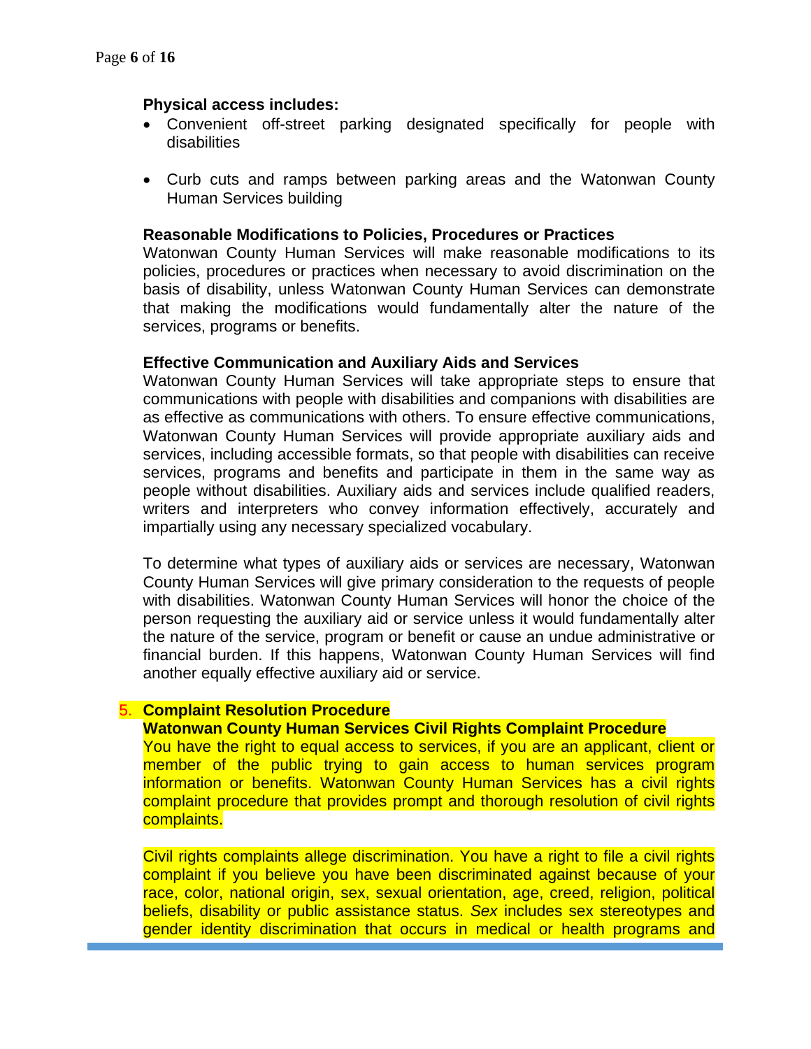**Physical access includes:**

- Convenient off-street parking designated specifically for people with disabilities
- Curb cuts and ramps between parking areas and the Watonwan County Human Services building

**Reasonable Modifications to Policies, Procedures or Practices**

Watonwan County Human Services will make reasonable modifications to its policies, procedures or practices when necessary to avoid discrimination on the basis of disability, unless Watonwan County Human Services can demonstrate that making the modifications would fundamentally alter the nature of the services, programs or benefits.

**Effective Communication and Auxiliary Aids and Services**

Watonwan County Human Services will take appropriate steps to ensure that communications with people with disabilities and companions with disabilities are as effective as communications with others. To ensure effective communications, Watonwan County Human Services will provide appropriate auxiliary aids and services, including accessible formats, so that people with disabilities can receive services, programs and benefits and participate in them in the same way as people without disabilities. Auxiliary aids and services include qualified readers, writers and interpreters who convey information effectively, accurately and impartially using any necessary specialized vocabulary.

To determine what types of auxiliary aids or services are necessary, Watonwan County Human Services will give primary consideration to the requests of people with disabilities. Watonwan County Human Services will honor the choice of the person requesting the auxiliary aid or service unless it would fundamentally alter the nature of the service, program or benefit or cause an undue administrative or financial burden. If this happens, Watonwan County Human Services will find another equally effective auxiliary aid or service.

## 5. Complaint Resolution Procedure

**Watonwan County Human Services Civil Rights Complaint Procedure**

You have the right to equal access to services, if you are an applicant, client or member of the public trying to gain access to human services program information or benefits. Watonwan County Human Services has a civil rights complaint procedure that provides prompt and thorough resolution of civil rights complaints.

Civil rights complaints allege discrimination. You have a right to file a civil rights complaint if you believe you have been discriminated against because of your race, color, national origin, sex, sexual orientation, age, creed, religion, political beliefs, disability or public assistance status. *Sex* includes sex stereotypes and gender identity discrimination that occurs in medical or health programs and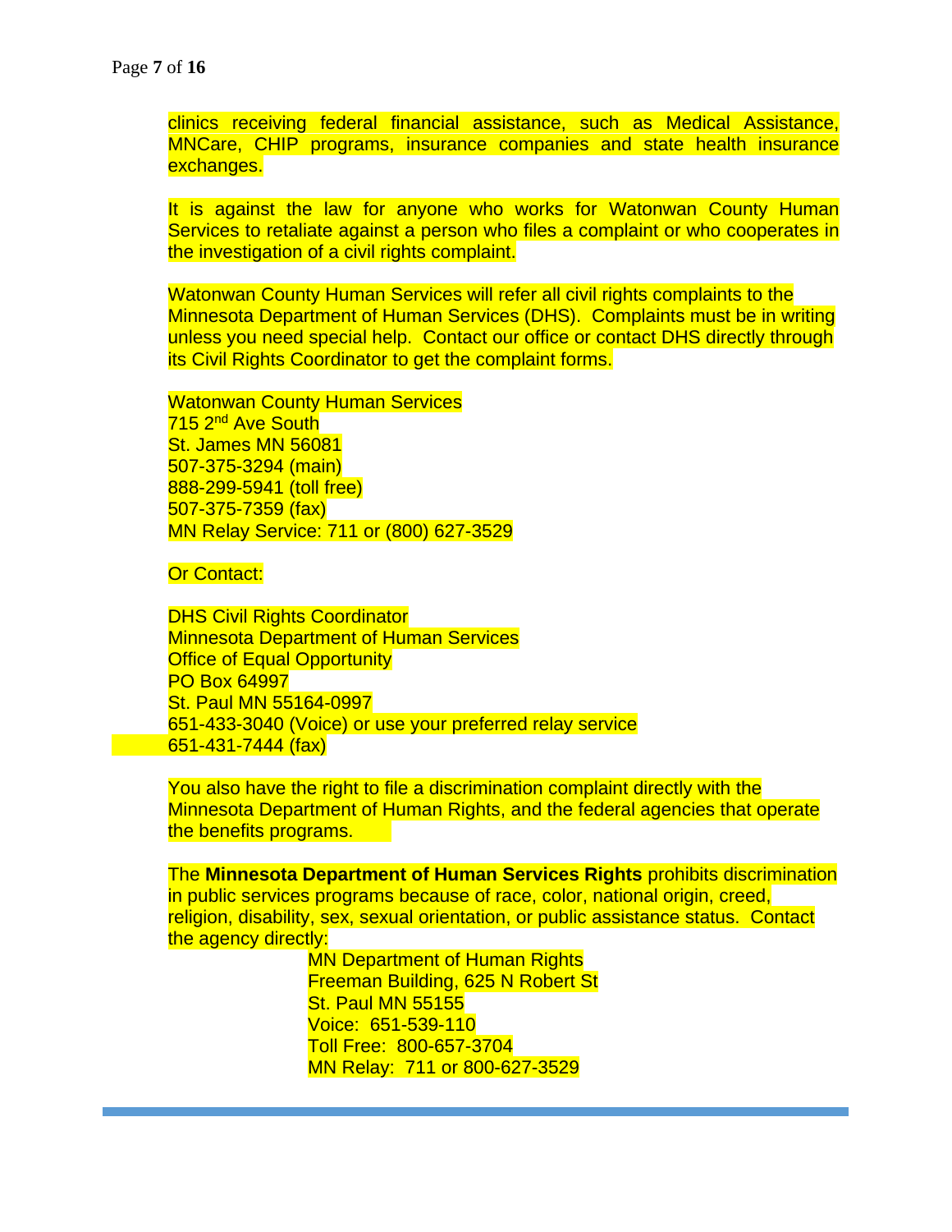clinics receiving federal financial assistance, such as Medical Assistance, MNCare, CHIP programs, insurance companies and state health insurance exchanges.

It is against the law for anyone who works for Watonwan County Human Services to retaliate against a person who files a complaint or who cooperates in the investigation of a civil rights complaint.

Watonwan County Human Services will refer all civil rights complaints to the Minnesota Department of Human Services (DHS). Complaints must be in writing unless you need special help. Contact our office or contact DHS directly through its Civil Rights Coordinator to get the complaint forms.

Watonwan County Human Services
715 2nd Ave South
St. James MN 56081
507-375-3294 (main)
888-299-5941 (toll free)
507-375-7359 (fax)
MN Relay Service: 711 or (800) 627-3529

Or Contact:

DHS Civil Rights Coordinator
Minnesota Department of Human Services
Office of Equal Opportunity
PO Box 64997
St. Paul MN 55164-0997
651-433-3040 (Voice) or use your preferred relay service
651-431-7444 (fax)

You also have the right to file a discrimination complaint directly with the Minnesota Department of Human Rights, and the federal agencies that operate the benefits programs.

The **Minnesota Department of Human Services Rights** prohibits discrimination in public services programs because of race, color, national origin, creed, religion, disability, sex, sexual orientation, or public assistance status. Contact the agency directly:

MN Department of Human Rights
Freeman Building, 625 N Robert St
St. Paul MN 55155
Voice: 651-539-110
Toll Free: 800-657-3704
MN Relay: 711 or 800-627-3529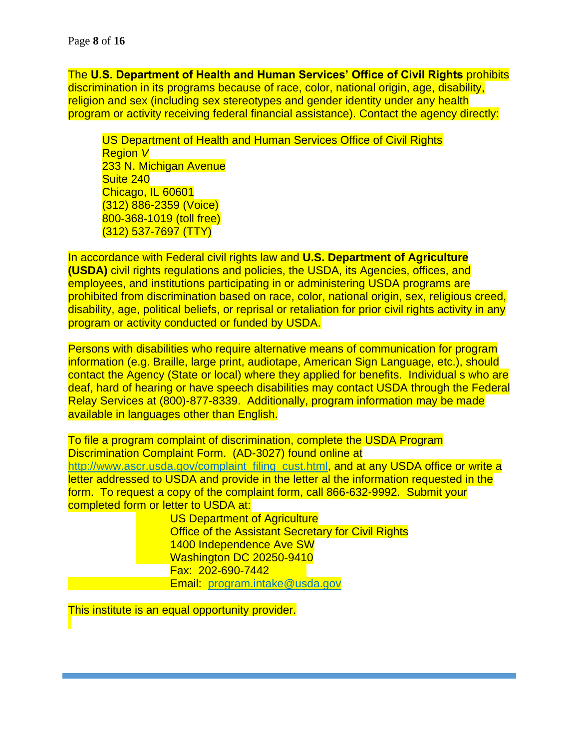The **U.S. Department of Health and Human Services' Office of Civil Rights** prohibits discrimination in its programs because of race, color, national origin, age, disability, religion and sex (including sex stereotypes and gender identity under any health program or activity receiving federal financial assistance). Contact the agency directly:

US Department of Health and Human Services Office of Civil Rights
Region *V*
233 N. Michigan Avenue
Suite 240
Chicago, IL 60601
(312) 886-2359 (Voice)
800-368-1019 (toll free)
(312) 537-7697 (TTY)

In accordance with Federal civil rights law and **U.S. Department of Agriculture (USDA)** civil rights regulations and policies, the USDA, its Agencies, offices, and employees, and institutions participating in or administering USDA programs are prohibited from discrimination based on race, color, national origin, sex, religious creed, disability, age, political beliefs, or reprisal or retaliation for prior civil rights activity in any program or activity conducted or funded by USDA.

Persons with disabilities who require alternative means of communication for program information (e.g. Braille, large print, audiotape, American Sign Language, etc.), should contact the Agency (State or local) where they applied for benefits. Individual s who are deaf, hard of hearing or have speech disabilities may contact USDA through the Federal Relay Services at (800)-877-8339. Additionally, program information may be made available in languages other than English.

To file a program complaint of discrimination, complete the USDA Program Discrimination Complaint Form. (AD-3027) found online at http://www.ascr.usda.gov/complaint_filing_cust.html, and at any USDA office or write a letter addressed to USDA and provide in the letter al the information requested in the form. To request a copy of the complaint form, call 866-632-9992. Submit your completed form or letter to USDA at:

US Department of Agriculture
Office of the Assistant Secretary for Civil Rights
1400 Independence Ave SW
Washington DC 20250-9410
Fax: 202-690-7442
Email: program.intake@usda.gov

This institute is an equal opportunity provider.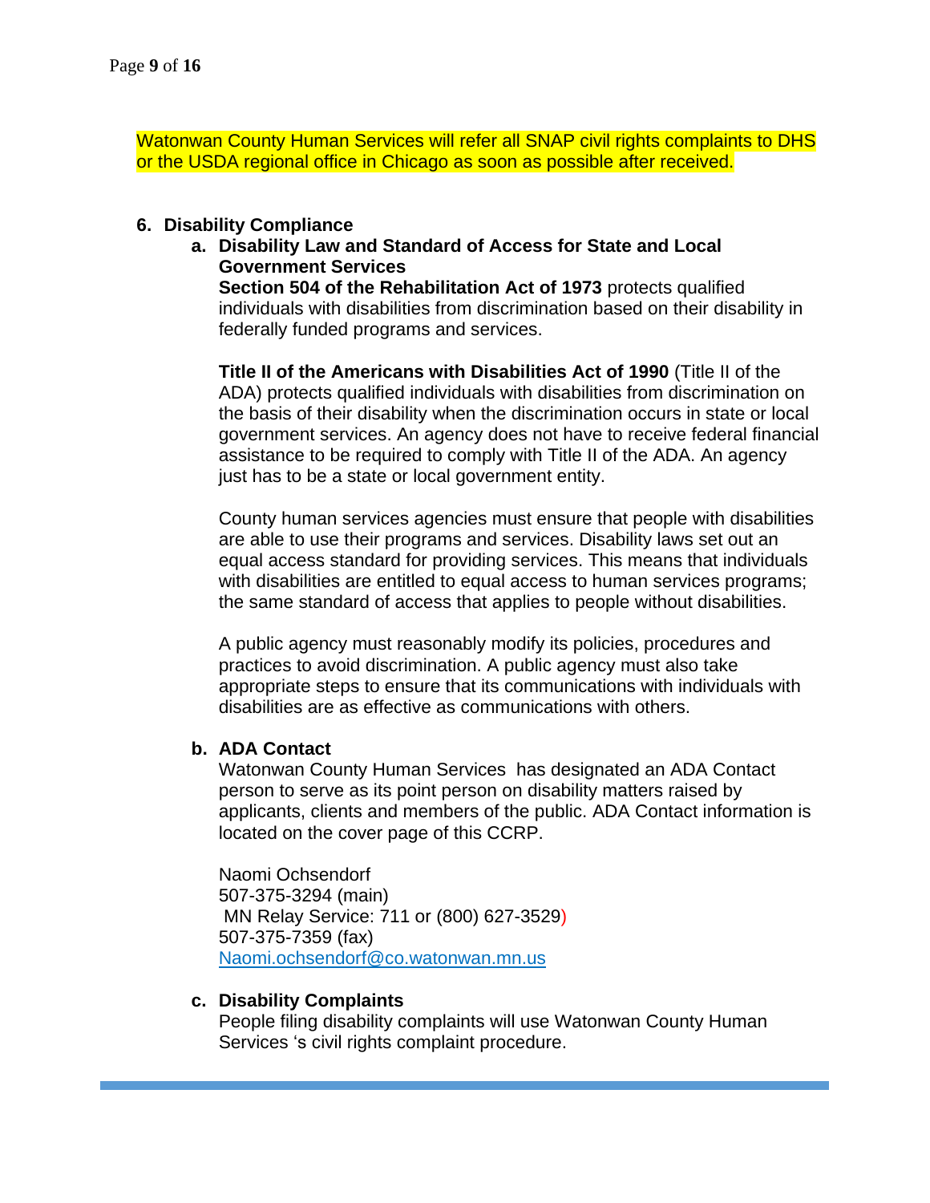Watonwan County Human Services will refer all SNAP civil rights complaints to DHS or the USDA regional office in Chicago as soon as possible after received.

## 6. Disability Compliance

### a. Disability Law and Standard of Access for State and Local Government Services

**Section 504 of the Rehabilitation Act of 1973** protects qualified individuals with disabilities from discrimination based on their disability in federally funded programs and services.

**Title II of the Americans with Disabilities Act of 1990** (Title II of the ADA) protects qualified individuals with disabilities from discrimination on the basis of their disability when the discrimination occurs in state or local government services. An agency does not have to receive federal financial assistance to be required to comply with Title II of the ADA. An agency just has to be a state or local government entity.

County human services agencies must ensure that people with disabilities are able to use their programs and services. Disability laws set out an equal access standard for providing services. This means that individuals with disabilities are entitled to equal access to human services programs; the same standard of access that applies to people without disabilities.

A public agency must reasonably modify its policies, procedures and practices to avoid discrimination. A public agency must also take appropriate steps to ensure that its communications with individuals with disabilities are as effective as communications with others.

### b. ADA Contact

Watonwan County Human Services has designated an ADA Contact person to serve as its point person on disability matters raised by applicants, clients and members of the public. ADA Contact information is located on the cover page of this CCRP.

Naomi Ochsendorf
507-375-3294 (main)
MN Relay Service: 711 or (800) 627-3529)
507-375-7359 (fax)
Naomi.ochsendorf@co.watonwan.mn.us

### c. Disability Complaints

People filing disability complaints will use Watonwan County Human Services 's civil rights complaint procedure.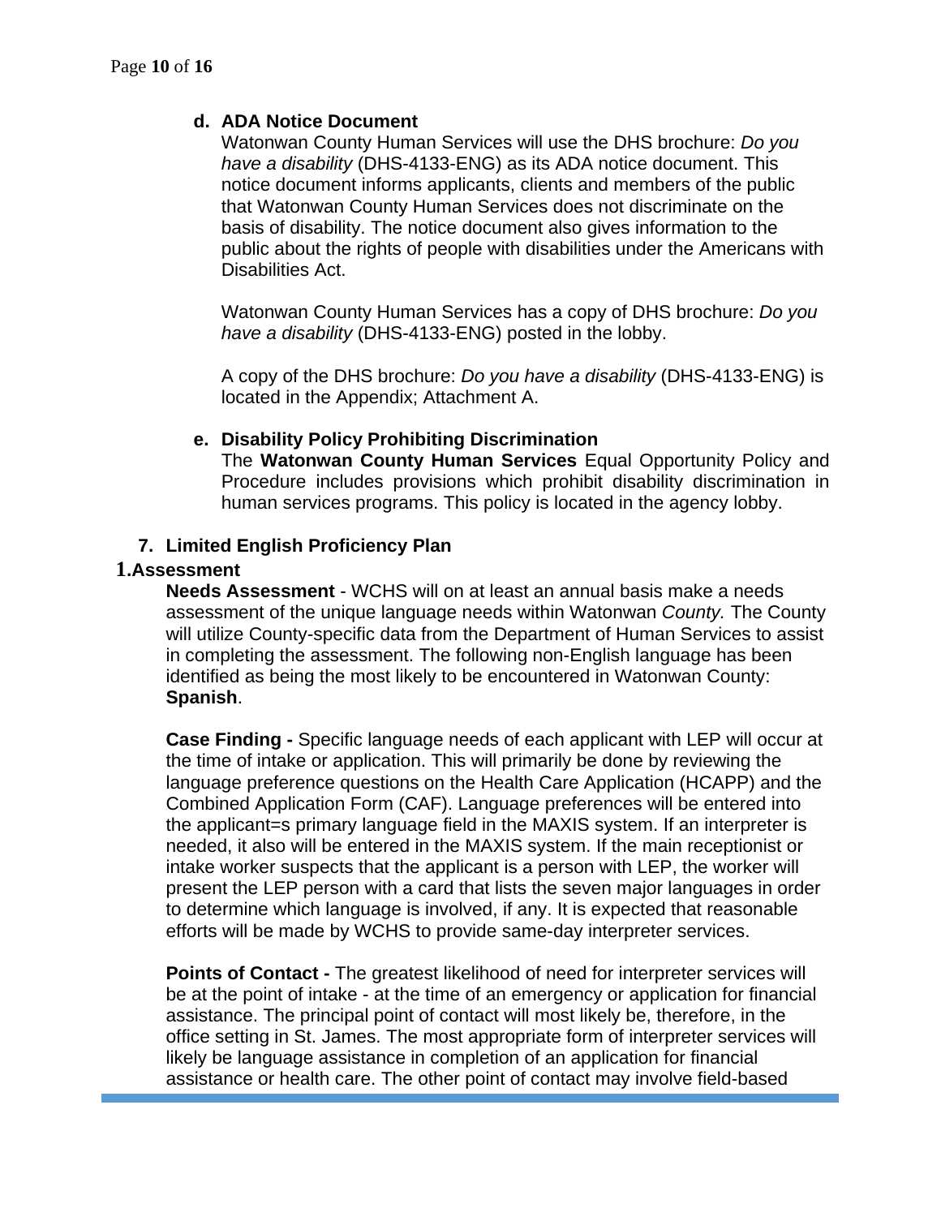### d. ADA Notice Document

Watonwan County Human Services will use the DHS brochure: *Do you have a disability* (DHS-4133-ENG) as its ADA notice document. This notice document informs applicants, clients and members of the public that Watonwan County Human Services does not discriminate on the basis of disability. The notice document also gives information to the public about the rights of people with disabilities under the Americans with Disabilities Act.

Watonwan County Human Services has a copy of DHS brochure: *Do you have a disability* (DHS-4133-ENG) posted in the lobby.

A copy of the DHS brochure: *Do you have a disability* (DHS-4133-ENG) is located in the Appendix; Attachment A.

### e. Disability Policy Prohibiting Discrimination

The **Watonwan County Human Services** Equal Opportunity Policy and Procedure includes provisions which prohibit disability discrimination in human services programs. This policy is located in the agency lobby.

## 7. Limited English Proficiency Plan

### 1. Assessment

**Needs Assessment** - WCHS will on at least an annual basis make a needs assessment of the unique language needs within Watonwan *County.* The County will utilize County-specific data from the Department of Human Services to assist in completing the assessment. The following non-English language has been identified as being the most likely to be encountered in Watonwan County: **Spanish**.

**Case Finding -** Specific language needs of each applicant with LEP will occur at the time of intake or application. This will primarily be done by reviewing the language preference questions on the Health Care Application (HCAPP) and the Combined Application Form (CAF). Language preferences will be entered into the applicant=s primary language field in the MAXIS system. If an interpreter is needed, it also will be entered in the MAXIS system. If the main receptionist or intake worker suspects that the applicant is a person with LEP, the worker will present the LEP person with a card that lists the seven major languages in order to determine which language is involved, if any. It is expected that reasonable efforts will be made by WCHS to provide same-day interpreter services.

**Points of Contact -** The greatest likelihood of need for interpreter services will be at the point of intake - at the time of an emergency or application for financial assistance. The principal point of contact will most likely be, therefore, in the office setting in St. James. The most appropriate form of interpreter services will likely be language assistance in completion of an application for financial assistance or health care. The other point of contact may involve field-based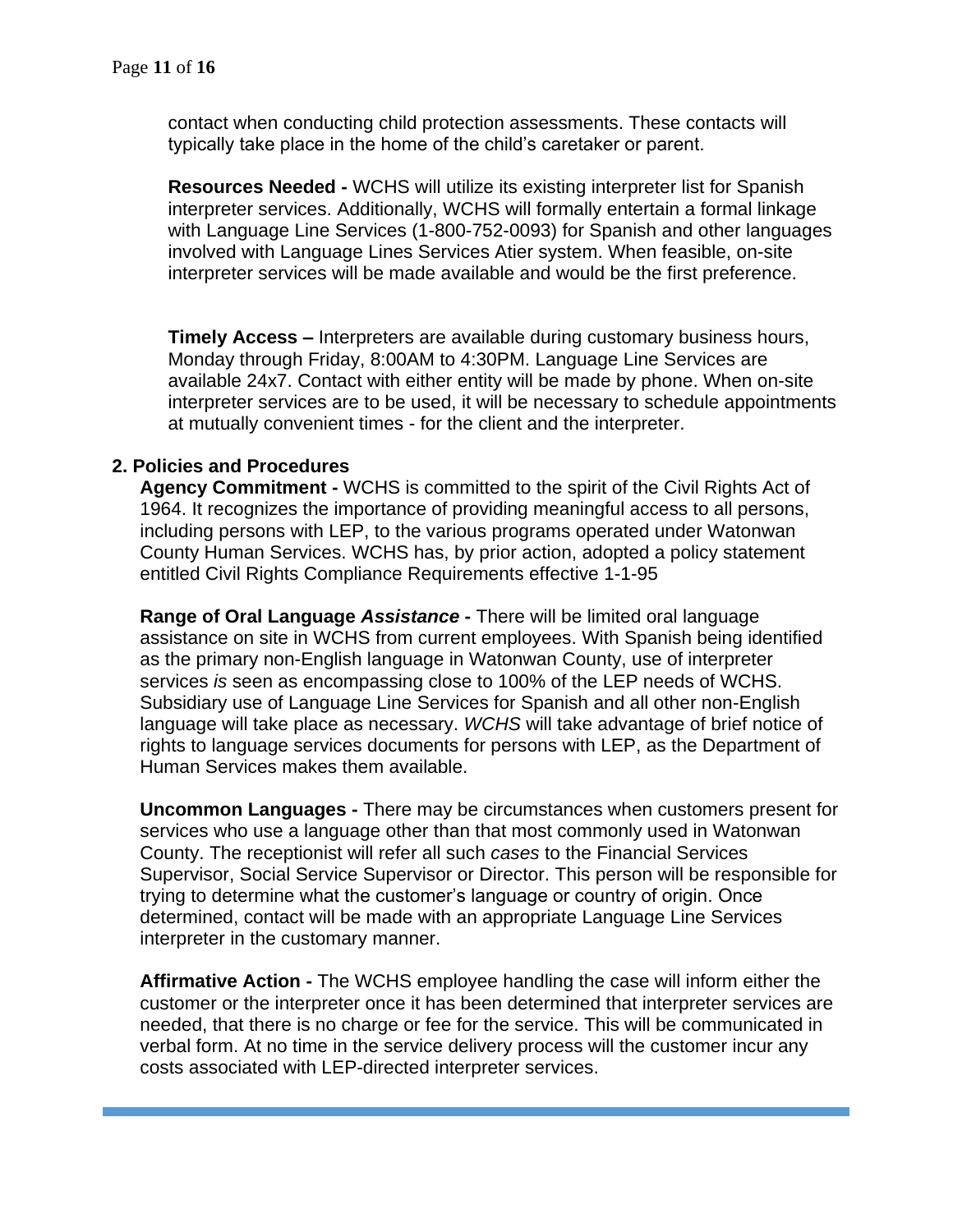contact when conducting child protection assessments. These contacts will typically take place in the home of the child's caretaker or parent.

**Resources Needed -** WCHS will utilize its existing interpreter list for Spanish interpreter services. Additionally, WCHS will formally entertain a formal linkage with Language Line Services (1-800-752-0093) for Spanish and other languages involved with Language Lines Services Atier system. When feasible, on-site interpreter services will be made available and would be the first preference.

**Timely Access –** Interpreters are available during customary business hours, Monday through Friday, 8:00AM to 4:30PM. Language Line Services are available 24x7. Contact with either entity will be made by phone. When on-site interpreter services are to be used, it will be necessary to schedule appointments at mutually convenient times - for the client and the interpreter.

## 2. Policies and Procedures

**Agency Commitment -** WCHS is committed to the spirit of the Civil Rights Act of 1964. It recognizes the importance of providing meaningful access to all persons, including persons with LEP, to the various programs operated under Watonwan County Human Services. WCHS has, by prior action, adopted a policy statement entitled Civil Rights Compliance Requirements effective 1-1-95

**Range of Oral Language *Assistance* -** There will be limited oral language assistance on site in WCHS from current employees. With Spanish being identified as the primary non-English language in Watonwan County, use of interpreter services *is* seen as encompassing close to 100% of the LEP needs of WCHS. Subsidiary use of Language Line Services for Spanish and all other non-English language will take place as necessary. *WCHS* will take advantage of brief notice of rights to language services documents for persons with LEP, as the Department of Human Services makes them available.

**Uncommon Languages -** There may be circumstances when customers present for services who use a language other than that most commonly used in Watonwan County. The receptionist will refer all such *cases* to the Financial Services Supervisor, Social Service Supervisor or Director. This person will be responsible for trying to determine what the customer's language or country of origin. Once determined, contact will be made with an appropriate Language Line Services interpreter in the customary manner.

**Affirmative Action -** The WCHS employee handling the case will inform either the customer or the interpreter once it has been determined that interpreter services are needed, that there is no charge or fee for the service. This will be communicated in verbal form. At no time in the service delivery process will the customer incur any costs associated with LEP-directed interpreter services.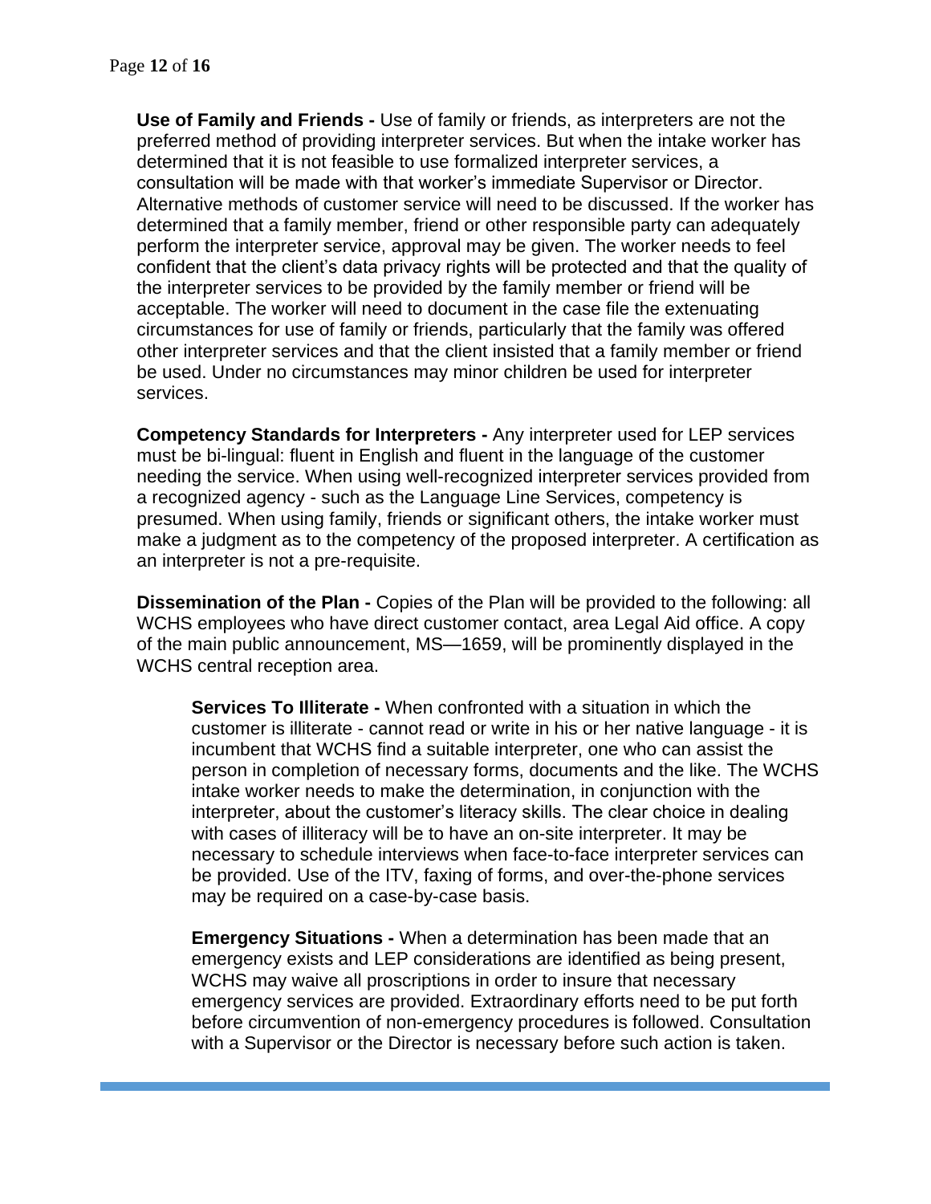**Use of Family and Friends -** Use of family or friends, as interpreters are not the preferred method of providing interpreter services. But when the intake worker has determined that it is not feasible to use formalized interpreter services, a consultation will be made with that worker's immediate Supervisor or Director. Alternative methods of customer service will need to be discussed. If the worker has determined that a family member, friend or other responsible party can adequately perform the interpreter service, approval may be given. The worker needs to feel confident that the client's data privacy rights will be protected and that the quality of the interpreter services to be provided by the family member or friend will be acceptable. The worker will need to document in the case file the extenuating circumstances for use of family or friends, particularly that the family was offered other interpreter services and that the client insisted that a family member or friend be used. Under no circumstances may minor children be used for interpreter services.

**Competency Standards for Interpreters -** Any interpreter used for LEP services must be bi-lingual: fluent in English and fluent in the language of the customer needing the service. When using well-recognized interpreter services provided from a recognized agency - such as the Language Line Services, competency is presumed. When using family, friends or significant others, the intake worker must make a judgment as to the competency of the proposed interpreter. A certification as an interpreter is not a pre-requisite.

**Dissemination of the Plan -** Copies of the Plan will be provided to the following: all WCHS employees who have direct customer contact, area Legal Aid office. A copy of the main public announcement, MS—1659, will be prominently displayed in the WCHS central reception area.

**Services To Illiterate -** When confronted with a situation in which the customer is illiterate - cannot read or write in his or her native language - it is incumbent that WCHS find a suitable interpreter, one who can assist the person in completion of necessary forms, documents and the like. The WCHS intake worker needs to make the determination, in conjunction with the interpreter, about the customer's literacy skills. The clear choice in dealing with cases of illiteracy will be to have an on-site interpreter. It may be necessary to schedule interviews when face-to-face interpreter services can be provided. Use of the ITV, faxing of forms, and over-the-phone services may be required on a case-by-case basis.

**Emergency Situations -** When a determination has been made that an emergency exists and LEP considerations are identified as being present, WCHS may waive all proscriptions in order to insure that necessary emergency services are provided. Extraordinary efforts need to be put forth before circumvention of non-emergency procedures is followed. Consultation with a Supervisor or the Director is necessary before such action is taken.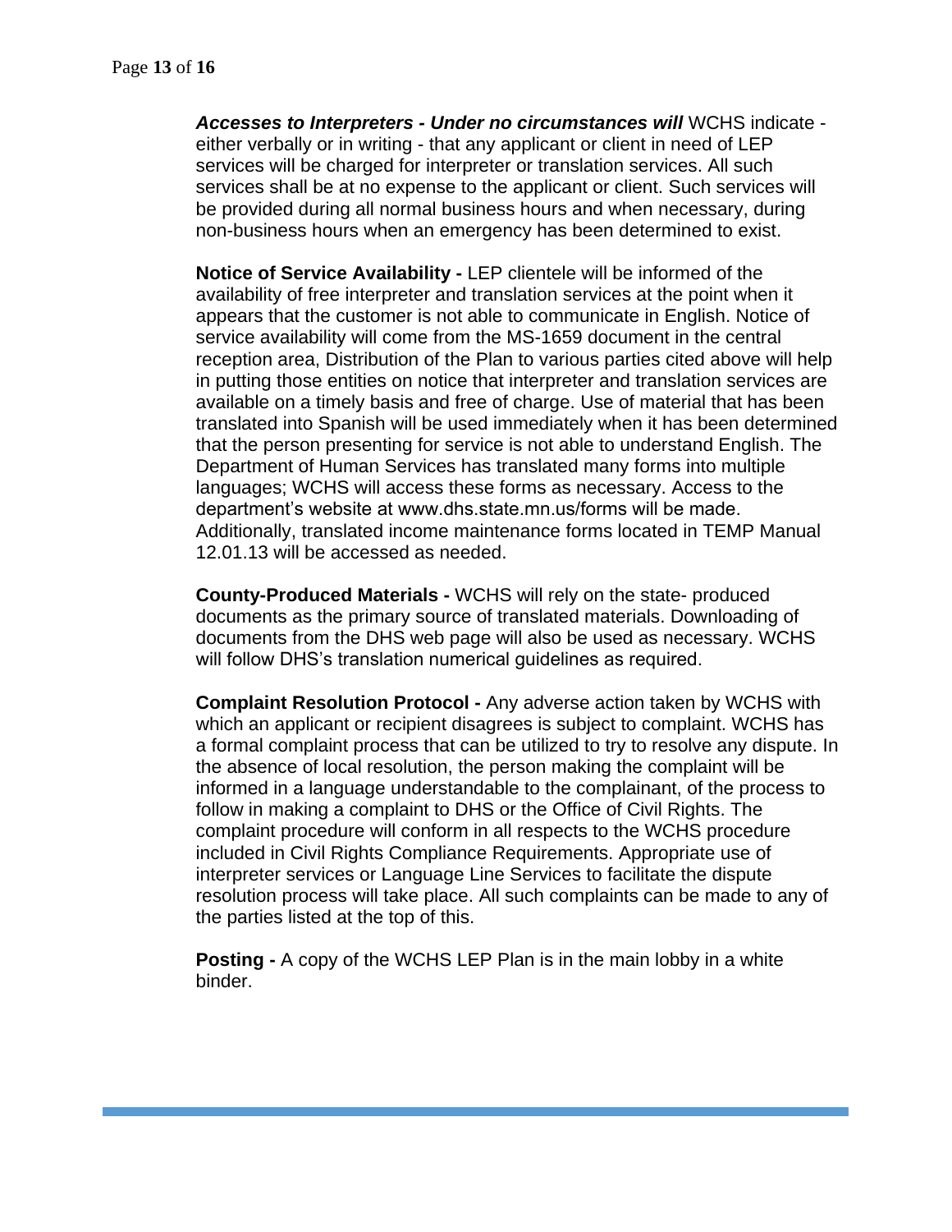***Accesses to Interpreters - Under no circumstances will*** WCHS indicate - either verbally or in writing - that any applicant or client in need of LEP services will be charged for interpreter or translation services. All such services shall be at no expense to the applicant or client. Such services will be provided during all normal business hours and when necessary, during non-business hours when an emergency has been determined to exist.

**Notice of Service Availability -** LEP clientele will be informed of the availability of free interpreter and translation services at the point when it appears that the customer is not able to communicate in English. Notice of service availability will come from the MS-1659 document in the central reception area, Distribution of the Plan to various parties cited above will help in putting those entities on notice that interpreter and translation services are available on a timely basis and free of charge. Use of material that has been translated into Spanish will be used immediately when it has been determined that the person presenting for service is not able to understand English. The Department of Human Services has translated many forms into multiple languages; WCHS will access these forms as necessary. Access to the department's website at www.dhs.state.mn.us/forms will be made. Additionally, translated income maintenance forms located in TEMP Manual 12.01.13 will be accessed as needed.

**County-Produced Materials -** WCHS will rely on the state- produced documents as the primary source of translated materials. Downloading of documents from the DHS web page will also be used as necessary. WCHS will follow DHS's translation numerical guidelines as required.

**Complaint Resolution Protocol -** Any adverse action taken by WCHS with which an applicant or recipient disagrees is subject to complaint. WCHS has a formal complaint process that can be utilized to try to resolve any dispute. In the absence of local resolution, the person making the complaint will be informed in a language understandable to the complainant, of the process to follow in making a complaint to DHS or the Office of Civil Rights. The complaint procedure will conform in all respects to the WCHS procedure included in Civil Rights Compliance Requirements. Appropriate use of interpreter services or Language Line Services to facilitate the dispute resolution process will take place. All such complaints can be made to any of the parties listed at the top of this.

**Posting -** A copy of the WCHS LEP Plan is in the main lobby in a white binder.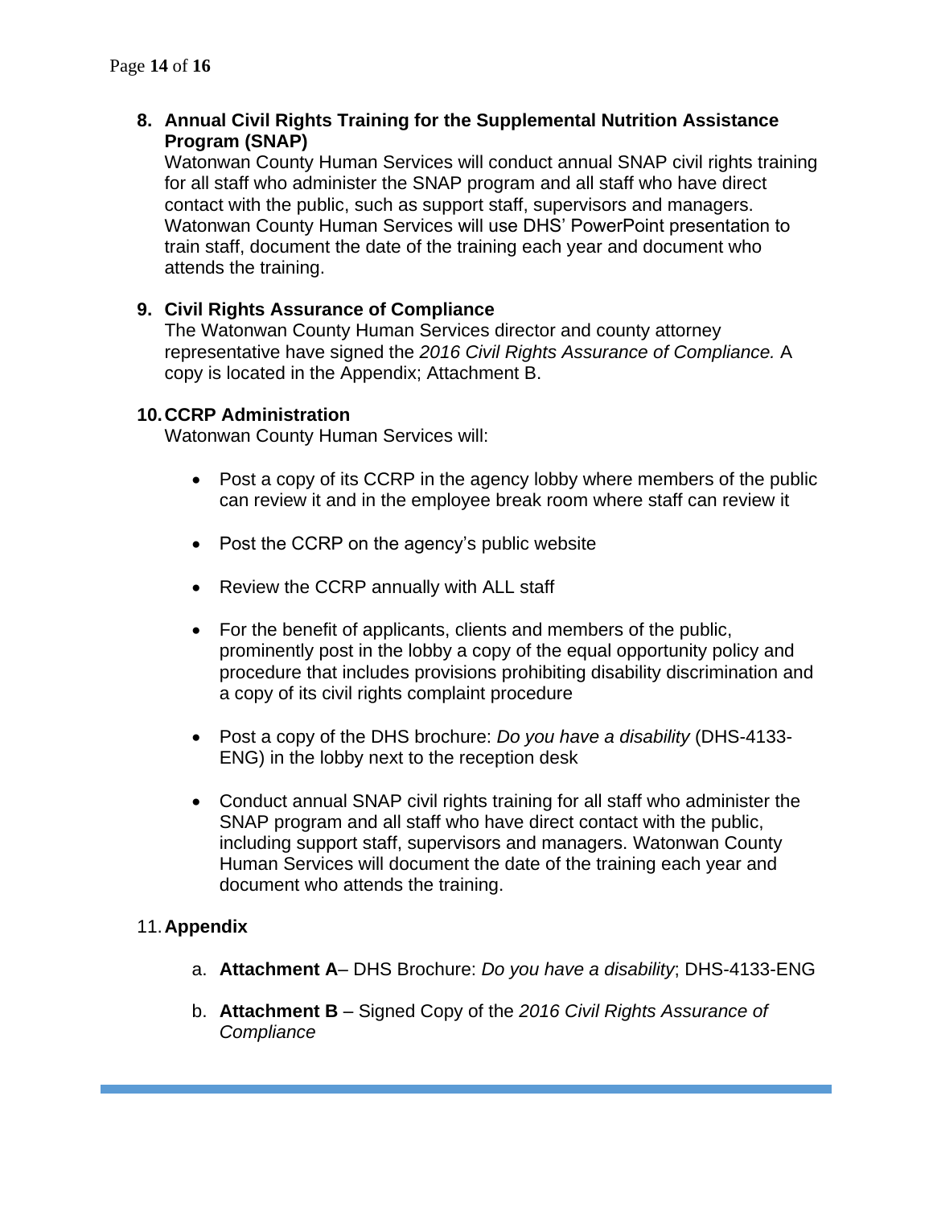## 8. Annual Civil Rights Training for the Supplemental Nutrition Assistance Program (SNAP)

Watonwan County Human Services will conduct annual SNAP civil rights training for all staff who administer the SNAP program and all staff who have direct contact with the public, such as support staff, supervisors and managers. Watonwan County Human Services will use DHS' PowerPoint presentation to train staff, document the date of the training each year and document who attends the training.

## 9. Civil Rights Assurance of Compliance

The Watonwan County Human Services director and county attorney representative have signed the *2016 Civil Rights Assurance of Compliance.* A copy is located in the Appendix; Attachment B.

## 10. CCRP Administration

Watonwan County Human Services will:

- Post a copy of its CCRP in the agency lobby where members of the public can review it and in the employee break room where staff can review it
- Post the CCRP on the agency's public website
- Review the CCRP annually with ALL staff
- For the benefit of applicants, clients and members of the public, prominently post in the lobby a copy of the equal opportunity policy and procedure that includes provisions prohibiting disability discrimination and a copy of its civil rights complaint procedure
- Post a copy of the DHS brochure: *Do you have a disability* (DHS-4133-ENG) in the lobby next to the reception desk
- Conduct annual SNAP civil rights training for all staff who administer the SNAP program and all staff who have direct contact with the public, including support staff, supervisors and managers. Watonwan County Human Services will document the date of the training each year and document who attends the training.

## 11. Appendix

a. **Attachment A**– DHS Brochure: *Do you have a disability*; DHS-4133-ENG

b. **Attachment B** – Signed Copy of the *2016 Civil Rights Assurance of Compliance*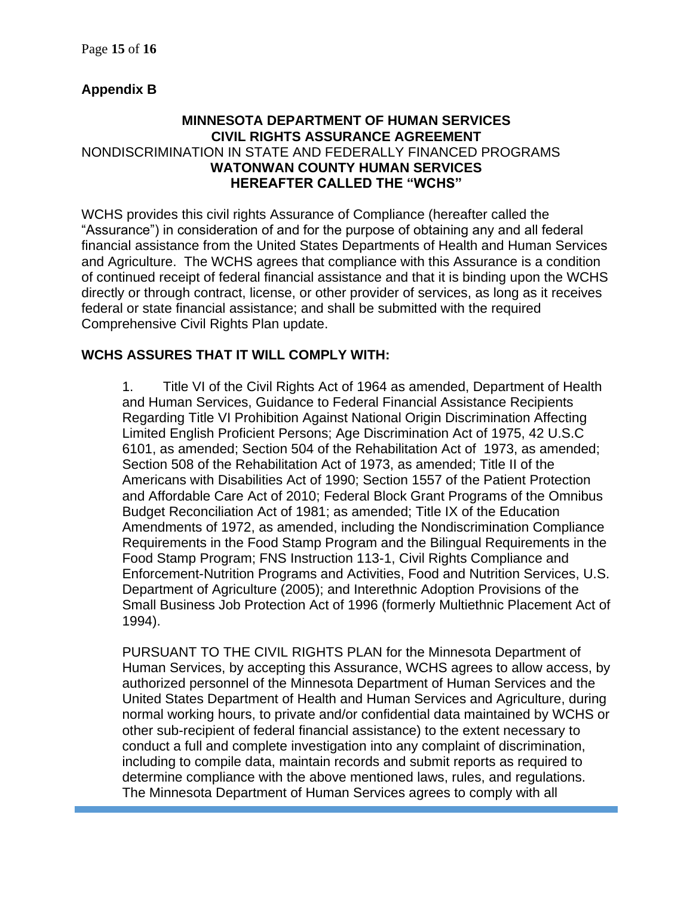## Appendix B

**MINNESOTA DEPARTMENT OF HUMAN SERVICES**
**CIVIL RIGHTS ASSURANCE AGREEMENT**
NONDISCRIMINATION IN STATE AND FEDERALLY FINANCED PROGRAMS
**WATONWAN COUNTY HUMAN SERVICES**
**HEREAFTER CALLED THE "WCHS"**

WCHS provides this civil rights Assurance of Compliance (hereafter called the "Assurance") in consideration of and for the purpose of obtaining any and all federal financial assistance from the United States Departments of Health and Human Services and Agriculture. The WCHS agrees that compliance with this Assurance is a condition of continued receipt of federal financial assistance and that it is binding upon the WCHS directly or through contract, license, or other provider of services, as long as it receives federal or state financial assistance; and shall be submitted with the required Comprehensive Civil Rights Plan update.

**WCHS ASSURES THAT IT WILL COMPLY WITH:**

1. Title VI of the Civil Rights Act of 1964 as amended, Department of Health and Human Services, Guidance to Federal Financial Assistance Recipients Regarding Title VI Prohibition Against National Origin Discrimination Affecting Limited English Proficient Persons; Age Discrimination Act of 1975, 42 U.S.C 6101, as amended; Section 504 of the Rehabilitation Act of 1973, as amended; Section 508 of the Rehabilitation Act of 1973, as amended; Title II of the Americans with Disabilities Act of 1990; Section 1557 of the Patient Protection and Affordable Care Act of 2010; Federal Block Grant Programs of the Omnibus Budget Reconciliation Act of 1981; as amended; Title IX of the Education Amendments of 1972, as amended, including the Nondiscrimination Compliance Requirements in the Food Stamp Program and the Bilingual Requirements in the Food Stamp Program; FNS Instruction 113-1, Civil Rights Compliance and Enforcement-Nutrition Programs and Activities, Food and Nutrition Services, U.S. Department of Agriculture (2005); and Interethnic Adoption Provisions of the Small Business Job Protection Act of 1996 (formerly Multiethnic Placement Act of 1994).

PURSUANT TO THE CIVIL RIGHTS PLAN for the Minnesota Department of Human Services, by accepting this Assurance, WCHS agrees to allow access, by authorized personnel of the Minnesota Department of Human Services and the United States Department of Health and Human Services and Agriculture, during normal working hours, to private and/or confidential data maintained by WCHS or other sub-recipient of federal financial assistance) to the extent necessary to conduct a full and complete investigation into any complaint of discrimination, including to compile data, maintain records and submit reports as required to determine compliance with the above mentioned laws, rules, and regulations. The Minnesota Department of Human Services agrees to comply with all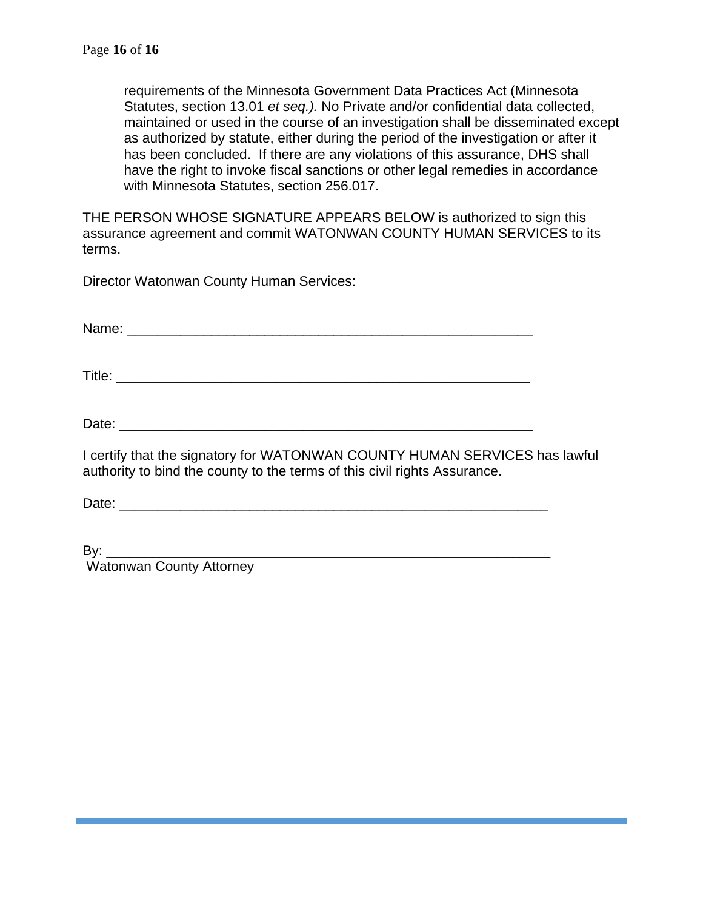requirements of the Minnesota Government Data Practices Act (Minnesota Statutes, section 13.01 *et seq.).* No Private and/or confidential data collected, maintained or used in the course of an investigation shall be disseminated except as authorized by statute, either during the period of the investigation or after it has been concluded. If there are any violations of this assurance, DHS shall have the right to invoke fiscal sanctions or other legal remedies in accordance with Minnesota Statutes, section 256.017.

THE PERSON WHOSE SIGNATURE APPEARS BELOW is authorized to sign this assurance agreement and commit WATONWAN COUNTY HUMAN SERVICES to its terms.

Director Watonwan County Human Services:

Name: ______________________________________________________

Title: ______________________________________________________

Date: ______________________________________________________

I certify that the signatory for WATONWAN COUNTY HUMAN SERVICES has lawful authority to bind the county to the terms of this civil rights Assurance.

Date: ________________________________________________________

By: __________________________________________________________
Watonwan County Attorney